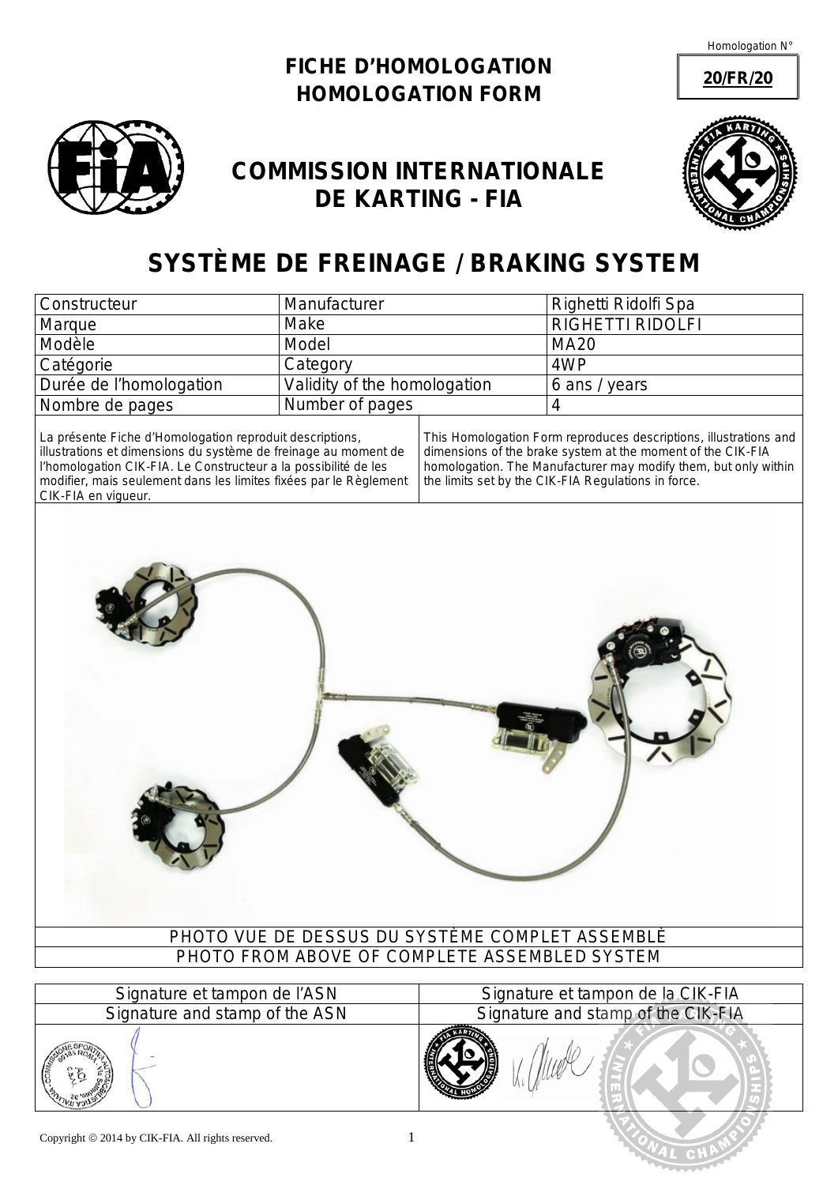Homologation N° **20/FR/20**

# FICHE D'HOMOLOGATION
# HOMOLOGATION FORM

## COMMISSION INTERNATIONALE DE KARTING - FIA

# SYSTÈME DE FREINAGE / BRAKING SYSTEM

| Constructeur | Manufacturer | Righetti Ridolfi Spa |
|---|---|---|
| Marque | Make | RIGHETTI RIDOLFI |
| Modèle | Model | MA20 |
| Catégorie | Category | 4WP |
| Durée de l'homologation | Validity of the homologation | 6 ans / years |
| Nombre de pages | Number of pages | 4 |

| | |
|---|---|
| La présente Fiche d'Homologation reproduit descriptions, illustrations et dimensions du système de freinage au moment de l'homologation CIK-FIA. Le Constructeur a la possibilité de les modifier, mais seulement dans les limites fixées par le Règlement CIK-FIA en vigueur. | This Homologation Form reproduces descriptions, illustrations and dimensions of the brake system at the moment of the CIK-FIA homologation. The Manufacturer may modify them, but only within the limits set by the CIK-FIA Regulations in force. |

PHOTO VUE DE DESSUS DU SYSTÈME COMPLET ASSEMBLÈ
PHOTO FROM ABOVE OF COMPLETE ASSEMBLED SYSTEM

| Signature et tampon de l'ASN<br>Signature and stamp of the ASN | Signature et tampon de la CIK-FIA<br>Signature and stamp of the CIK-FIA |
|---|---|
| | |

Copyright © 2014 by CIK-FIA. All rights reserved.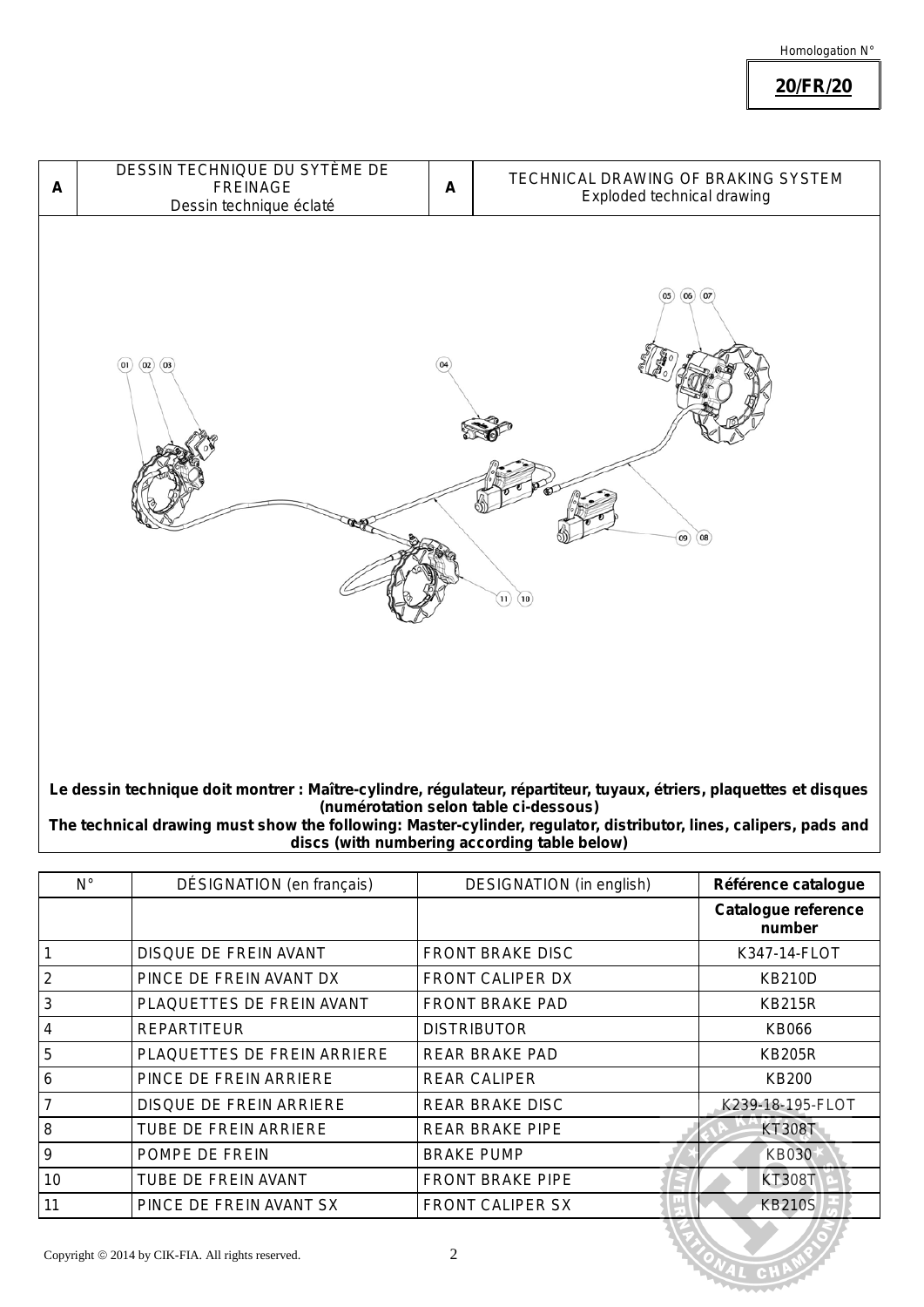Homologation N°

**20/FR/20**

| A | DESSIN TECHNIQUE DU SYTÈME DE FREINAGE<br>Dessin technique éclaté | A | TECHNICAL DRAWING OF BRAKING SYSTEM<br>Exploded technical drawing |
|---|---|---|---|

**Le dessin technique doit montrer : Maître-cylindre, régulateur, répartiteur, tuyaux, étriers, plaquettes et disques (numérotation selon table ci-dessous)**

**The technical drawing must show the following: Master-cylinder, regulator, distributor, lines, calipers, pads and discs (with numbering according table below)**

| N° | DÉSIGNATION (en français) | DESIGNATION (in english) | **Référence catalogue** |
|---|---|---|---|
| | | | **Catalogue reference number** |
| 1 | DISQUE DE FREIN AVANT | FRONT BRAKE DISC | K347-14-FLOT |
| 2 | PINCE DE FREIN AVANT DX | FRONT CALIPER DX | KB210D |
| 3 | PLAQUETTES DE FREIN AVANT | FRONT BRAKE PAD | KB215R |
| 4 | REPARTITEUR | DISTRIBUTOR | KB066 |
| 5 | PLAQUETTES DE FREIN ARRIERE | REAR BRAKE PAD | KB205R |
| 6 | PINCE DE FREIN ARRIERE | REAR CALIPER | KB200 |
| 7 | DISQUE DE FREIN ARRIERE | REAR BRAKE DISC | K239-18-195-FLOT |
| 8 | TUBE DE FREIN ARRIERE | REAR BRAKE PIPE | KT308T |
| 9 | POMPE DE FREIN | BRAKE PUMP | KB030 |
| 10 | TUBE DE FREIN AVANT | FRONT BRAKE PIPE | KT308T |
| 11 | PINCE DE FREIN AVANT SX | FRONT CALIPER SX | KB210S |

Copyright © 2014 by CIK-FIA. All rights reserved.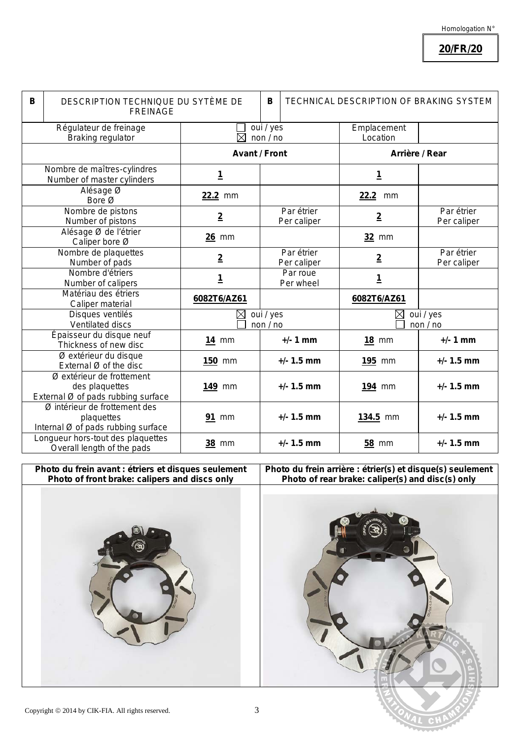Homologation N°

**20/FR/20**

| B | DESCRIPTION TECHNIQUE DU SYTÈME DE FREINAGE | B | TECHNICAL DESCRIPTION OF BRAKING SYSTEM |
|---|---|---|---|

| | | | | |
|---|---|---|---|---|
| Régulateur de freinage<br>Braking regulator | ☐ oui / yes<br>☒ non / no | | Emplacement<br>Location | |
| | **Avant / Front** | | **Arrière / Rear** | |
| Nombre de maîtres-cylindres<br>Number of master cylinders | **1** | | **1** | |
| Alésage Ø<br>Bore Ø | **22.2** mm | | **22.2** mm | |
| Nombre de pistons<br>Number of pistons | **2** | Par étrier<br>Per caliper | **2** | Par étrier<br>Per caliper |
| Alésage Ø de l'étrier<br>Caliper bore Ø | **26** mm | | **32** mm | |
| Nombre de plaquettes<br>Number of pads | **2** | Par étrier<br>Per caliper | **2** | Par étrier<br>Per caliper |
| Nombre d'étriers<br>Number of calipers | **1** | Par roue<br>Per wheel | **1** | |
| Matériau des étriers<br>Caliper material | **6082T6/AZ61** | | **6082T6/AZ61** | |
| Disques ventilés<br>Ventilated discs | ☒ oui / yes<br>☐ non / no | | ☒ oui / yes<br>☐ non / no | |
| Épaisseur du disque neuf<br>Thickness of new disc | **14** mm | **+/- 1 mm** | **18** mm | **+/- 1 mm** |
| Ø extérieur du disque<br>External Ø of the disc | **150** mm | **+/- 1.5 mm** | **195** mm | **+/- 1.5 mm** |
| Ø extérieur de frottement des plaquettes<br>External Ø of pads rubbing surface | **149** mm | **+/- 1.5 mm** | **194** mm | **+/- 1.5 mm** |
| Ø intérieur de frottement des plaquettes<br>Internal Ø of pads rubbing surface | **91** mm | **+/- 1.5 mm** | **134.5** mm | **+/- 1.5 mm** |
| Longueur hors-tout des plaquettes<br>Overall length of the pads | **38** mm | **+/- 1.5 mm** | **58** mm | **+/- 1.5 mm** |

| **Photo du frein avant : étriers et disques seulement**<br>**Photo of front brake: calipers and discs only** | **Photo du frein arrière : étrier(s) et disque(s) seulement**<br>**Photo of rear brake: caliper(s) and disc(s) only** |
|---|---|
| | |

Copyright © 2014 by CIK-FIA. All rights reserved.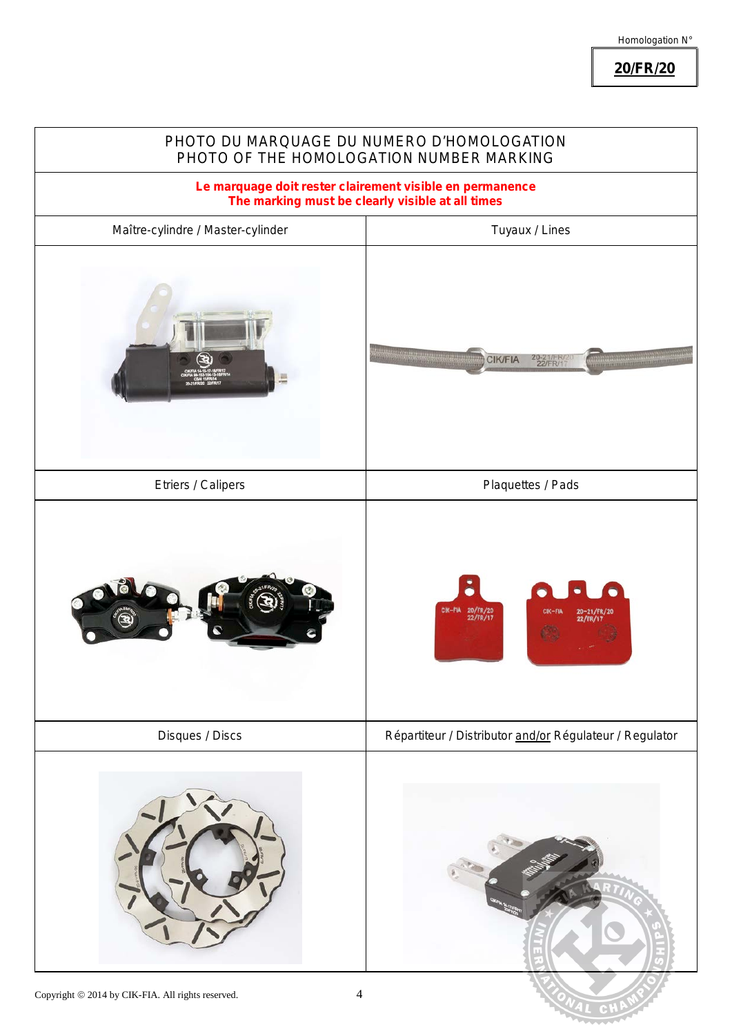Homologation N°

**20/FR/20**

| PHOTO DU MARQUAGE DU NUMERO D'HOMOLOGATION<br>PHOTO OF THE HOMOLOGATION NUMBER MARKING | |
|---|---|
| **Le marquage doit rester clairement visible en permanence**<br>**The marking must be clearly visible at all times** | |
| Maître-cylindre / Master-cylinder | Tuyaux / Lines |
| | |
| Etriers / Calipers | Plaquettes / Pads |
| | |
| Disques / Discs | Répartiteur / Distributor <u>and/or</u> Régulateur / Regulator |
| | |

Copyright © 2014 by CIK-FIA. All rights reserved.